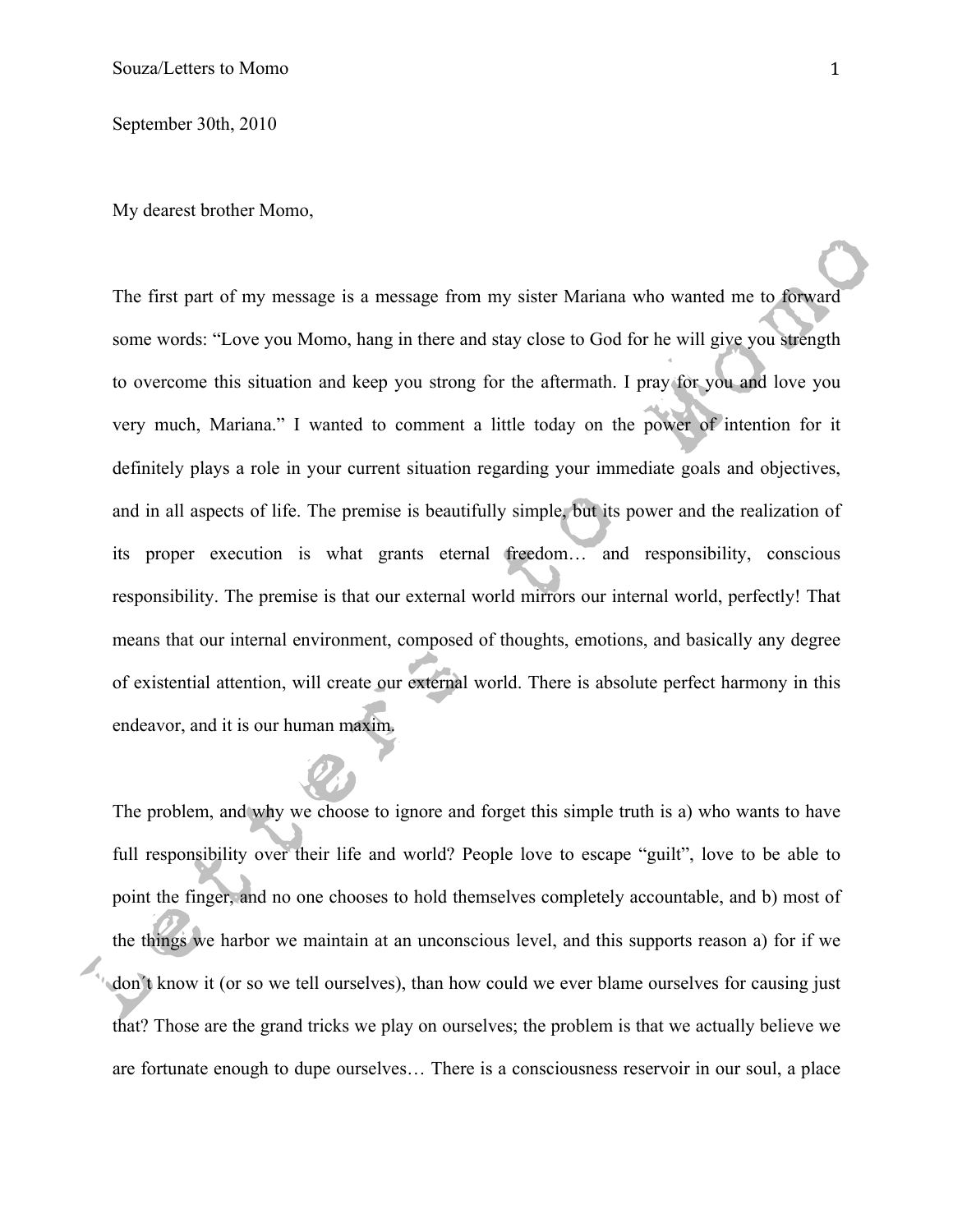September 30th, 2010

My dearest brother Momo,

The first part of my message is a message from my sister Mariana who wanted me to forward some words: "Love you Momo, hang in there and stay close to God for he will give you strength to overcome this situation and keep you strong for the aftermath. I pray for you and love you very much, Mariana." I wanted to comment a little today on the power of intention for it definitely plays a role in your current situation regarding your immediate goals and objectives, and in all aspects of life. The premise is beautifully simple, but its power and the realization of its proper execution is what grants eternal freedom… and responsibility, conscious responsibility. The premise is that our external world mirrors our internal world, perfectly! That means that our internal environment, composed of thoughts, emotions, and basically any degree of existential attention, will create our external world. There is absolute perfect harmony in this endeavor, and it is our human maxim.

The problem, and why we choose to ignore and forget this simple truth is a) who wants to have full responsibility over their life and world? People love to escape "guilt", love to be able to point the finger, and no one chooses to hold themselves completely accountable, and b) most of the things we harbor we maintain at an unconscious level, and this supports reason a) for if we don't know it (or so we tell ourselves), than how could we ever blame ourselves for causing just that? Those are the grand tricks we play on ourselves; the problem is that we actually believe we are fortunate enough to dupe ourselves… There is a consciousness reservoir in our soul, a place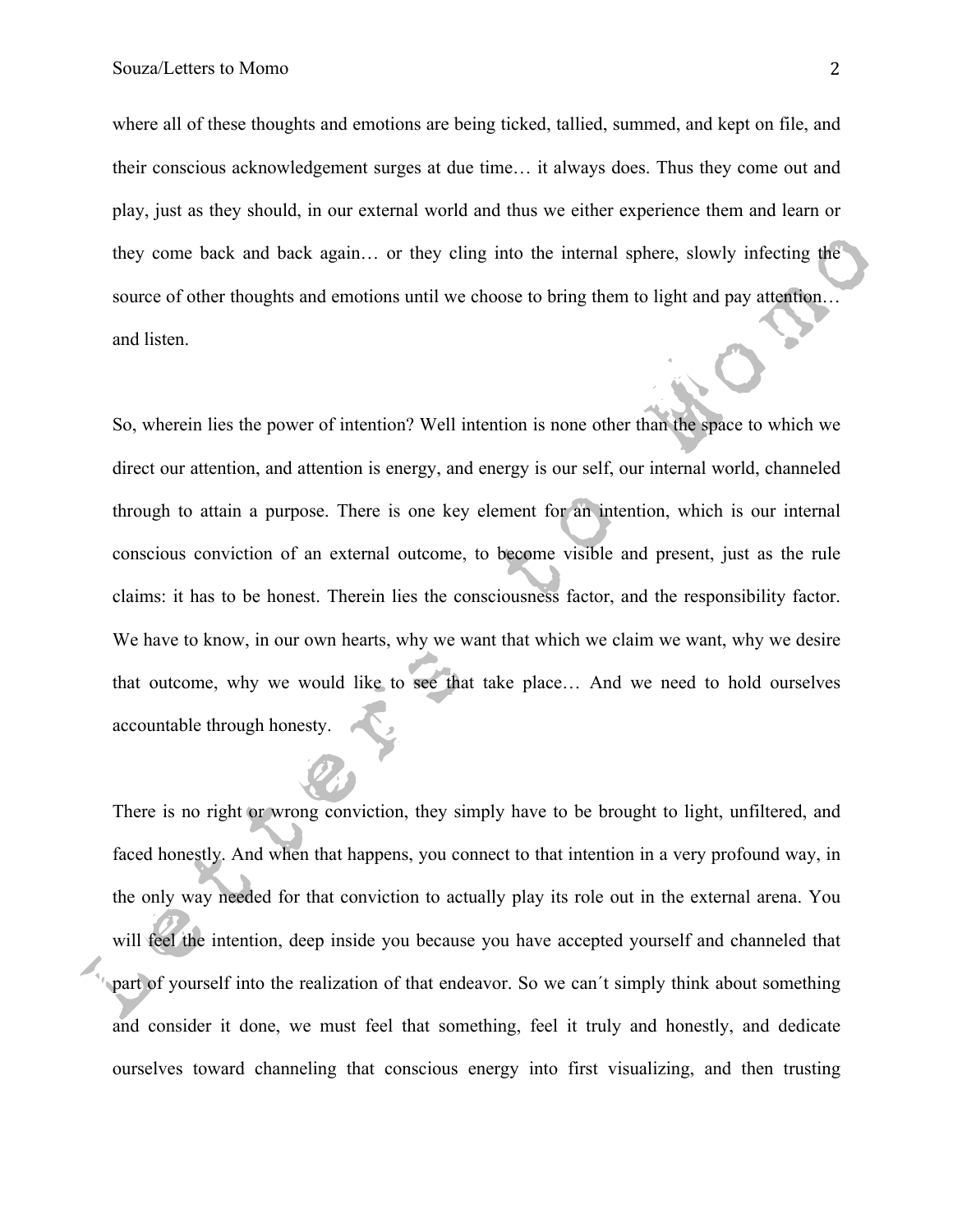where all of these thoughts and emotions are being ticked, tallied, summed, and kept on file, and their conscious acknowledgement surges at due time… it always does. Thus they come out and play, just as they should, in our external world and thus we either experience them and learn or they come back and back again… or they cling into the internal sphere, slowly infecting the source of other thoughts and emotions until we choose to bring them to light and pay attention… and listen.

So, wherein lies the power of intention? Well intention is none other than the space to which we direct our attention, and attention is energy, and energy is our self, our internal world, channeled through to attain a purpose. There is one key element for an intention, which is our internal conscious conviction of an external outcome, to become visible and present, just as the rule claims: it has to be honest. Therein lies the consciousness factor, and the responsibility factor. We have to know, in our own hearts, why we want that which we claim we want, why we desire that outcome, why we would like to see that take place… And we need to hold ourselves accountable through honesty.

There is no right or wrong conviction, they simply have to be brought to light, unfiltered, and faced honestly. And when that happens, you connect to that intention in a very profound way, in the only way needed for that conviction to actually play its role out in the external arena. You will feel the intention, deep inside you because you have accepted yourself and channeled that part of yourself into the realization of that endeavor. So we can´t simply think about something and consider it done, we must feel that something, feel it truly and honestly, and dedicate ourselves toward channeling that conscious energy into first visualizing, and then trusting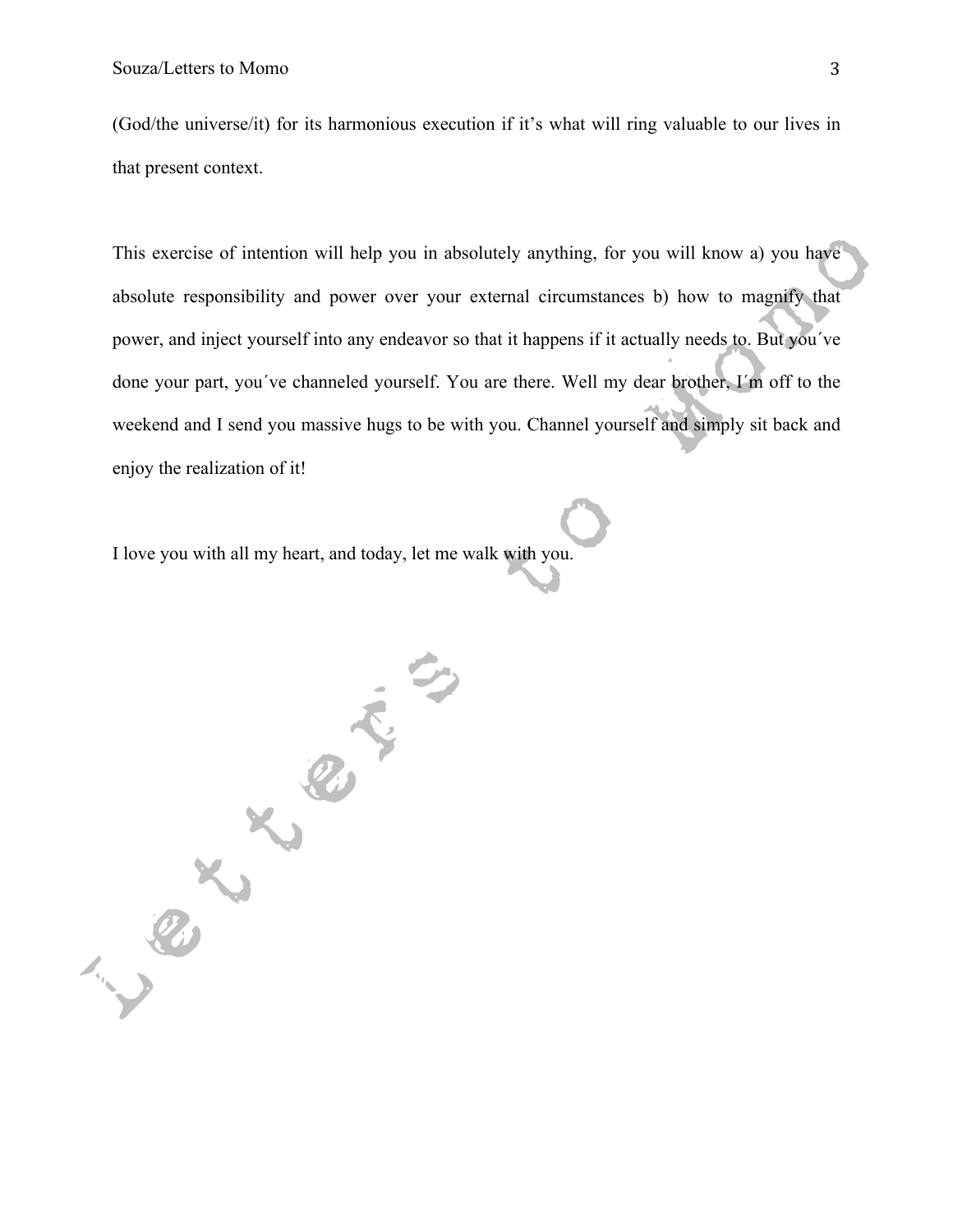(God/the universe/it) for its harmonious execution if it's what will ring valuable to our lives in that present context.

This exercise of intention will help you in absolutely anything, for you will know a) you have absolute responsibility and power over your external circumstances b) how to magnify that power, and inject yourself into any endeavor so that it happens if it actually needs to. But you´ve done your part, you´ve channeled yourself. You are there. Well my dear brother, I´m off to the weekend and I send you massive hugs to be with you. Channel yourself and simply sit back and enjoy the realization of it!

I love you with all my heart, and today, let me walk with you.